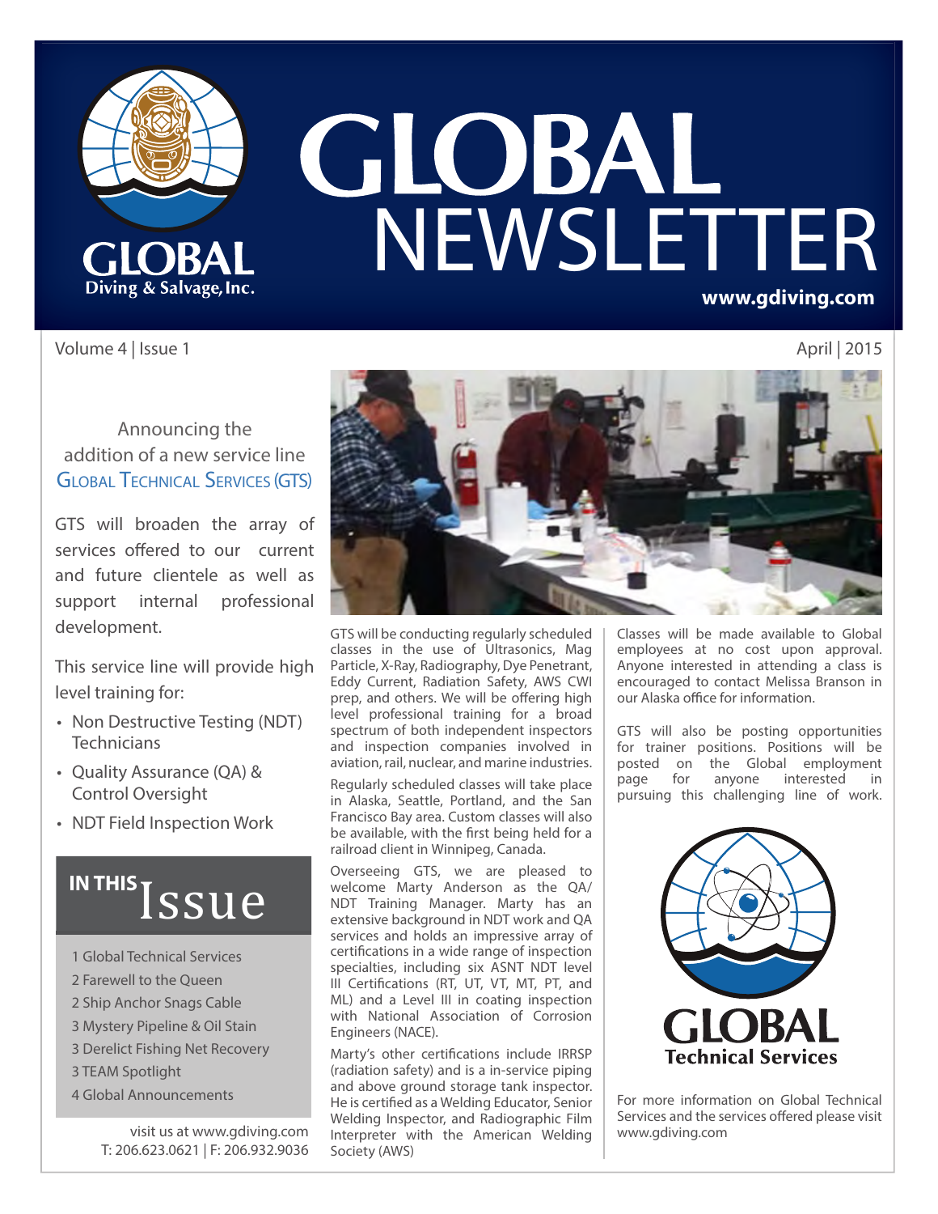# GLOBAL NEWSLETTER

GLOBAL Diving & Salvage, Inc.

www.gdiving.com

Volume 4 | Issue 1

April | 2015

## Announcing the addition of a new service line GLOBAL TECHNICAL SERVICES (GTS)

GTS will broaden the array of services offered to our current and future clientele as well as support internal professional development.

This service line will provide high level training for:

- Non Destructive Testing (NDT) Technicians
- Quality Assurance (QA) & Control Oversight
- NDT Field Inspection Work

GTS will be conducting regularly scheduled classes in the use of Ultrasonics, Mag Particle, X-Ray, Radiography, Dye Penetrant, Eddy Current, Radiation Safety, AWS CWI prep, and others. We will be offering high level professional training for a broad spectrum of both independent inspectors and inspection companies involved in aviation, rail, nuclear, and marine industries.

Regularly scheduled classes will take place in Alaska, Seattle, Portland, and the San Francisco Bay area. Custom classes will also be available, with the first being held for a railroad client in Winnipeg, Canada.

Overseeing GTS, we are pleased to welcome Marty Anderson as the QA/NDT Training Manager. Marty has an extensive background in NDT work and QA services and holds an impressive array of certifications in a wide range of inspection specialties, including six ASNT NDT level III Certifications (RT, UT, VT, MT, PT, and ML) and a Level III in coating inspection with National Association of Corrosion Engineers (NACE).

Marty's other certifications include IRRSP (radiation safety) and is a in-service piping and above ground storage tank inspector. He is certified as a Welding Educator, Senior Welding Inspector, and Radiographic Film Interpreter with the American Welding Society (AWS)

Classes will be made available to Global employees at no cost upon approval. Anyone interested in attending a class is encouraged to contact Melissa Branson in our Alaska office for information.

GTS will also be posting opportunities for trainer positions. Positions will be posted on the Global employment page for anyone interested in pursuing this challenging line of work.

GLOBAL Technical Services

For more information on Global Technical Services and the services offered please visit www.gdiving.com

## IN THIS Issue

1 Global Technical Services
2 Farewell to the Queen
2 Ship Anchor Snags Cable
3 Mystery Pipeline & Oil Stain
3 Derelict Fishing Net Recovery
3 TEAM Spotlight
4 Global Announcements

visit us at www.gdiving.com
T: 206.623.0621 | F: 206.932.9036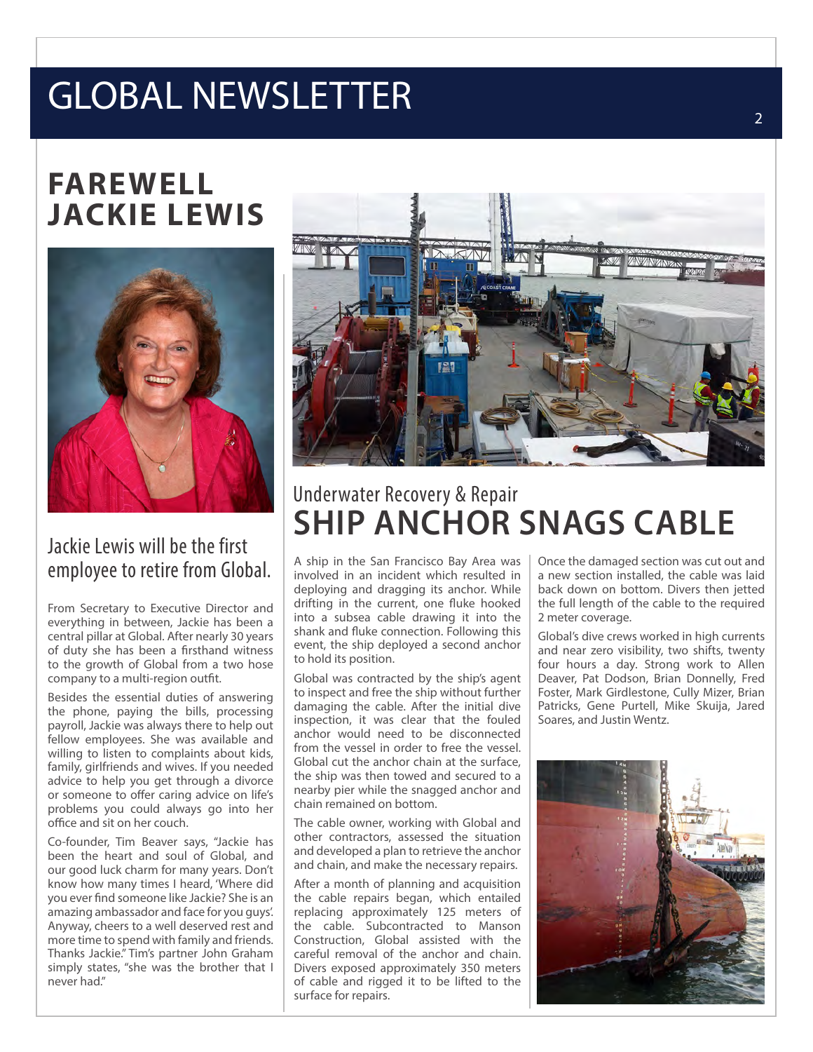## FAREWELL JACKIE LEWIS

### Jackie Lewis will be the first employee to retire from Global.

From Secretary to Executive Director and everything in between, Jackie has been a central pillar at Global. After nearly 30 years of duty she has been a firsthand witness to the growth of Global from a two hose company to a multi-region outfit.

Besides the essential duties of answering the phone, paying the bills, processing payroll, Jackie was always there to help out fellow employees. She was available and willing to listen to complaints about kids, family, girlfriends and wives. If you needed advice to help you get through a divorce or someone to offer caring advice on life's problems you could always go into her office and sit on her couch.

Co-founder, Tim Beaver says, "Jackie has been the heart and soul of Global, and our good luck charm for many years. Don't know how many times I heard, 'Where did you ever find someone like Jackie? She is an amazing ambassador and face for you guys'. Anyway, cheers to a well deserved rest and more time to spend with family and friends. Thanks Jackie." Tim's partner John Graham simply states, "she was the brother that I never had."

### Underwater Recovery & Repair

## SHIP ANCHOR SNAGS CABLE

A ship in the San Francisco Bay Area was involved in an incident which resulted in deploying and dragging its anchor. While drifting in the current, one fluke hooked into a subsea cable drawing it into the shank and fluke connection. Following this event, the ship deployed a second anchor to hold its position.

Global was contracted by the ship's agent to inspect and free the ship without further damaging the cable. After the initial dive inspection, it was clear that the fouled anchor would need to be disconnected from the vessel in order to free the vessel. Global cut the anchor chain at the surface, the ship was then towed and secured to a nearby pier while the snagged anchor and chain remained on bottom.

The cable owner, working with Global and other contractors, assessed the situation and developed a plan to retrieve the anchor and chain, and make the necessary repairs.

After a month of planning and acquisition the cable repairs began, which entailed replacing approximately 125 meters of the cable. Subcontracted to Manson Construction, Global assisted with the careful removal of the anchor and chain. Divers exposed approximately 350 meters of cable and rigged it to be lifted to the surface for repairs.

Once the damaged section was cut out and a new section installed, the cable was laid back down on bottom. Divers then jetted the full length of the cable to the required 2 meter coverage.

Global's dive crews worked in high currents and near zero visibility, two shifts, twenty four hours a day. Strong work to Allen Deaver, Pat Dodson, Brian Donnelly, Fred Foster, Mark Girdlestone, Cully Mizer, Brian Patricks, Gene Purtell, Mike Skuija, Jared Soares, and Justin Wentz.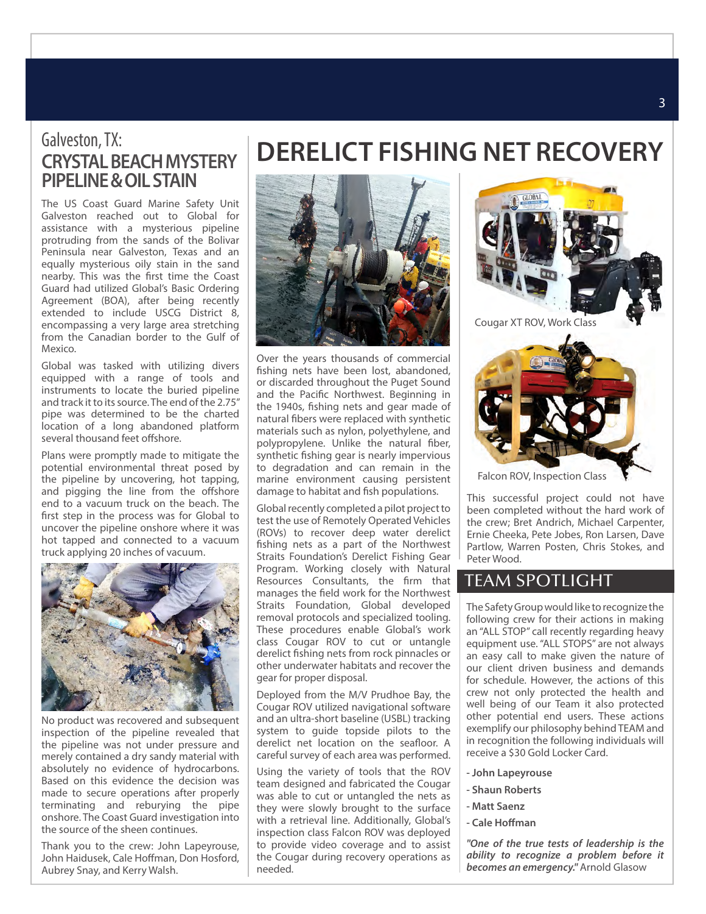Galveston, TX:

## CRYSTAL BEACH MYSTERY PIPELINE & OIL STAIN

The US Coast Guard Marine Safety Unit Galveston reached out to Global for assistance with a mysterious pipeline protruding from the sands of the Bolivar Peninsula near Galveston, Texas and an equally mysterious oily stain in the sand nearby. This was the first time the Coast Guard had utilized Global's Basic Ordering Agreement (BOA), after being recently extended to include USCG District 8, encompassing a very large area stretching from the Canadian border to the Gulf of Mexico.

Global was tasked with utilizing divers equipped with a range of tools and instruments to locate the buried pipeline and track it to its source. The end of the 2.75" pipe was determined to be the charted location of a long abandoned platform several thousand feet offshore.

Plans were promptly made to mitigate the potential environmental threat posed by the pipeline by uncovering, hot tapping, and pigging the line from the offshore end to a vacuum truck on the beach. The first step in the process was for Global to uncover the pipeline onshore where it was hot tapped and connected to a vacuum truck applying 20 inches of vacuum.

No product was recovered and subsequent inspection of the pipeline revealed that the pipeline was not under pressure and merely contained a dry sandy material with absolutely no evidence of hydrocarbons. Based on this evidence the decision was made to secure operations after properly terminating and reburying the pipe onshore. The Coast Guard investigation into the source of the sheen continues.

Thank you to the crew: John Lapeyrouse, John Haidusek, Cale Hoffman, Don Hosford, Aubrey Snay, and Kerry Walsh.

# DERELICT FISHING NET RECOVERY

Over the years thousands of commercial fishing nets have been lost, abandoned, or discarded throughout the Puget Sound and the Pacific Northwest. Beginning in the 1940s, fishing nets and gear made of natural fibers were replaced with synthetic materials such as nylon, polyethylene, and polypropylene. Unlike the natural fiber, synthetic fishing gear is nearly impervious to degradation and can remain in the marine environment causing persistent damage to habitat and fish populations.

Global recently completed a pilot project to test the use of Remotely Operated Vehicles (ROVs) to recover deep water derelict fishing nets as a part of the Northwest Straits Foundation's Derelict Fishing Gear Program. Working closely with Natural Resources Consultants, the firm that manages the field work for the Northwest Straits Foundation, Global developed removal protocols and specialized tooling. These procedures enable Global's work class Cougar ROV to cut or untangle derelict fishing nets from rock pinnacles or other underwater habitats and recover the gear for proper disposal.

Deployed from the M/V Prudhoe Bay, the Cougar ROV utilized navigational software and an ultra-short baseline (USBL) tracking system to guide topside pilots to the derelict net location on the seafloor. A careful survey of each area was performed.

Using the variety of tools that the ROV team designed and fabricated the Cougar was able to cut or untangled the nets as they were slowly brought to the surface with a retrieval line. Additionally, Global's inspection class Falcon ROV was deployed to provide video coverage and to assist the Cougar during recovery operations as needed.

Cougar XT ROV, Work Class

Falcon ROV, Inspection Class

This successful project could not have been completed without the hard work of the crew; Bret Andrich, Michael Carpenter, Ernie Cheeka, Pete Jobes, Ron Larsen, Dave Partlow, Warren Posten, Chris Stokes, and Peter Wood.

## TEAM SPOTLIGHT

The Safety Group would like to recognize the following crew for their actions in making an "ALL STOP" call recently regarding heavy equipment use. "ALL STOPS" are not always an easy call to make given the nature of our client driven business and demands for schedule. However, the actions of this crew not only protected the health and well being of our Team it also protected other potential end users. These actions exemplify our philosophy behind TEAM and in recognition the following individuals will receive a $30 Gold Locker Card.

- **John Lapeyrouse**
- **Shaun Roberts**
- **Matt Saenz**
- **Cale Hoffman**

***"One of the true tests of leadership is the ability to recognize a problem before it becomes an emergency."*** Arnold Glasow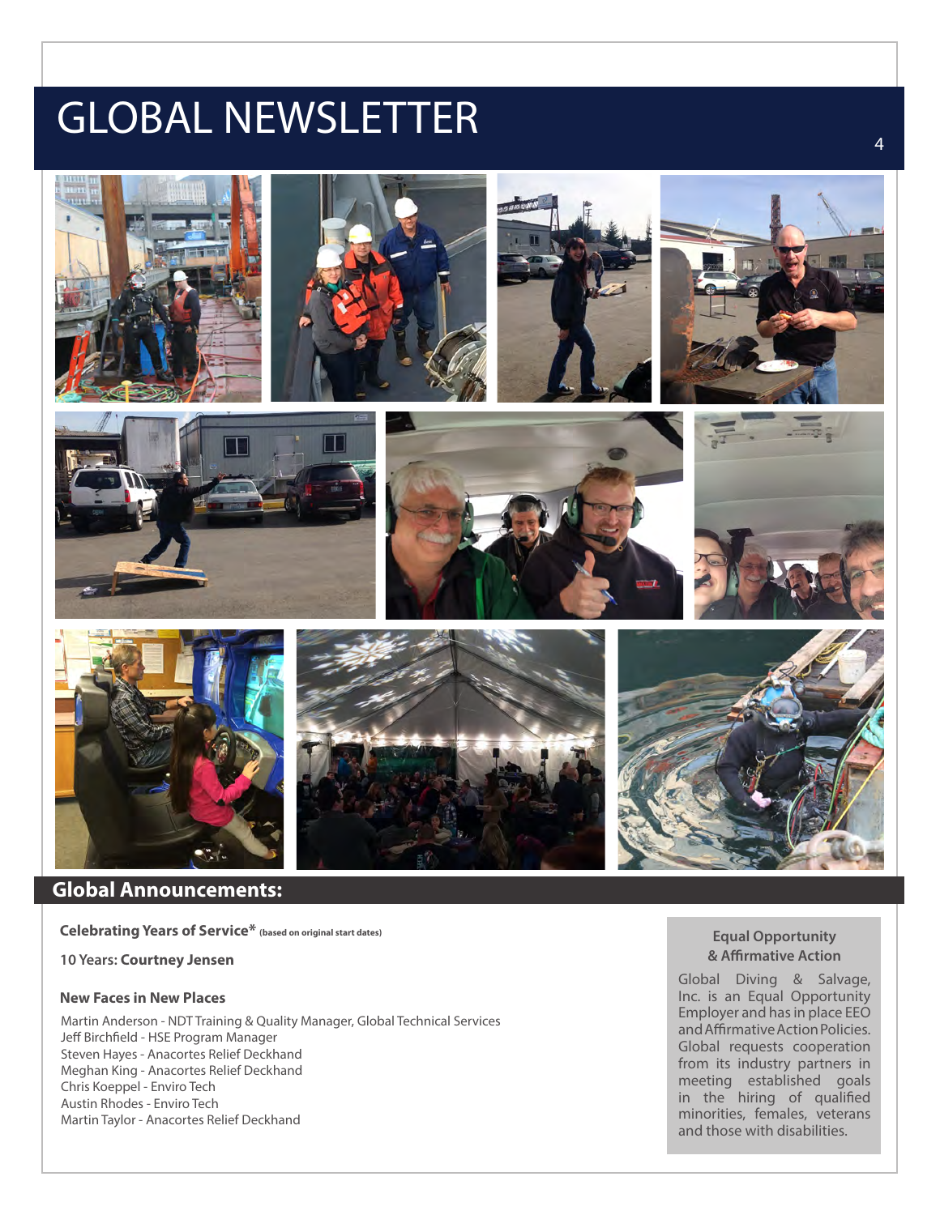# GLOBAL NEWSLETTER

## Global Announcements:

**Celebrating Years of Service*** **(based on original start dates)**

10 Years: **Courtney Jensen**

### New Faces in New Places

Martin Anderson - NDT Training & Quality Manager, Global Technical Services
Jeff Birchfield - HSE Program Manager
Steven Hayes - Anacortes Relief Deckhand
Meghan King - Anacortes Relief Deckhand
Chris Koeppel - Enviro Tech
Austin Rhodes - Enviro Tech
Martin Taylor - Anacortes Relief Deckhand

### Equal Opportunity & Affirmative Action

Global Diving & Salvage, Inc. is an Equal Opportunity Employer and has in place EEO and Affirmative Action Policies. Global requests cooperation from its industry partners in meeting established goals in the hiring of qualified minorities, females, veterans and those with disabilities.